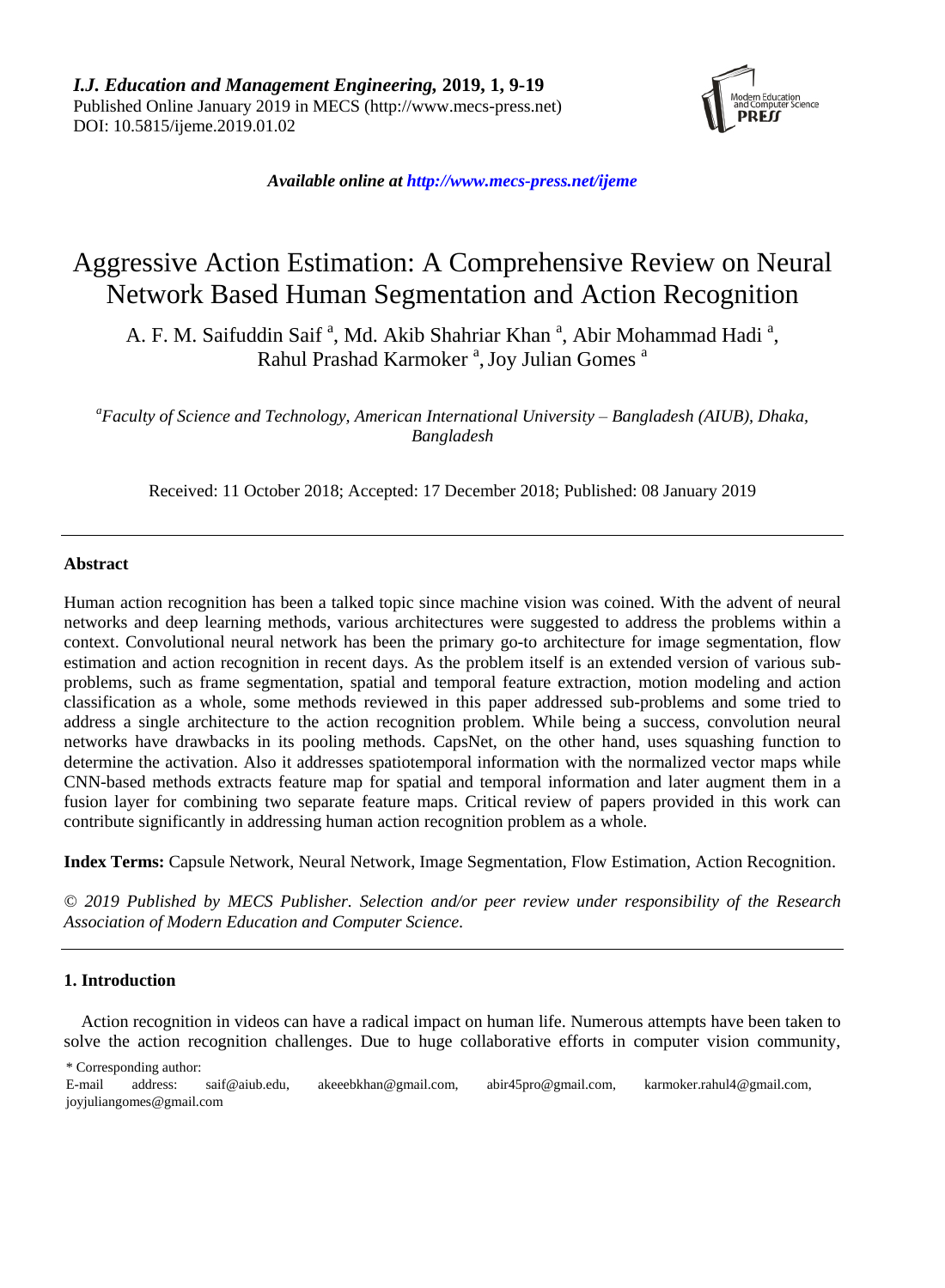*I.J. Education and Management Engineering,* **2019, 1, 9-19**
Published Online January 2019 in MECS (http://www.mecs-press.net)
DOI: 10.5815/ijeme.2019.01.02

*Available online at http://www.mecs-press.net/ijeme*

# Aggressive Action Estimation: A Comprehensive Review on Neural Network Based Human Segmentation and Action Recognition

A. F. M. Saifuddin Saif [a], Md. Akib Shahriar Khan [a], Abir Mohammad Hadi [a], Rahul Prashad Karmoker [a], Joy Julian Gomes [a]

[a]*Faculty of Science and Technology, American International University – Bangladesh (AIUB), Dhaka, Bangladesh*

Received: 11 October 2018; Accepted: 17 December 2018; Published: 08 January 2019

---

### Abstract

Human action recognition has been a talked topic since machine vision was coined. With the advent of neural networks and deep learning methods, various architectures were suggested to address the problems within a context. Convolutional neural network has been the primary go-to architecture for image segmentation, flow estimation and action recognition in recent days. As the problem itself is an extended version of various sub-problems, such as frame segmentation, spatial and temporal feature extraction, motion modeling and action classification as a whole, some methods reviewed in this paper addressed sub-problems and some tried to address a single architecture to the action recognition problem. While being a success, convolution neural networks have drawbacks in its pooling methods. CapsNet, on the other hand, uses squashing function to determine the activation. Also it addresses spatiotemporal information with the normalized vector maps while CNN-based methods extracts feature map for spatial and temporal information and later augment them in a fusion layer for combining two separate feature maps. Critical review of papers provided in this work can contribute significantly in addressing human action recognition problem as a whole.

**Index Terms:** Capsule Network, Neural Network, Image Segmentation, Flow Estimation, Action Recognition.

*© 2019 Published by MECS Publisher. Selection and/or peer review under responsibility of the Research Association of Modern Education and Computer Science.*

---

### 1. Introduction

Action recognition in videos can have a radical impact on human life. Numerous attempts have been taken to solve the action recognition challenges. Due to huge collaborative efforts in computer vision community,

\* Corresponding author:
E-mail address: saif@aiub.edu, akeeebkhan@gmail.com, abir45pro@gmail.com, karmoker.rahul4@gmail.com, joyjuliangomes@gmail.com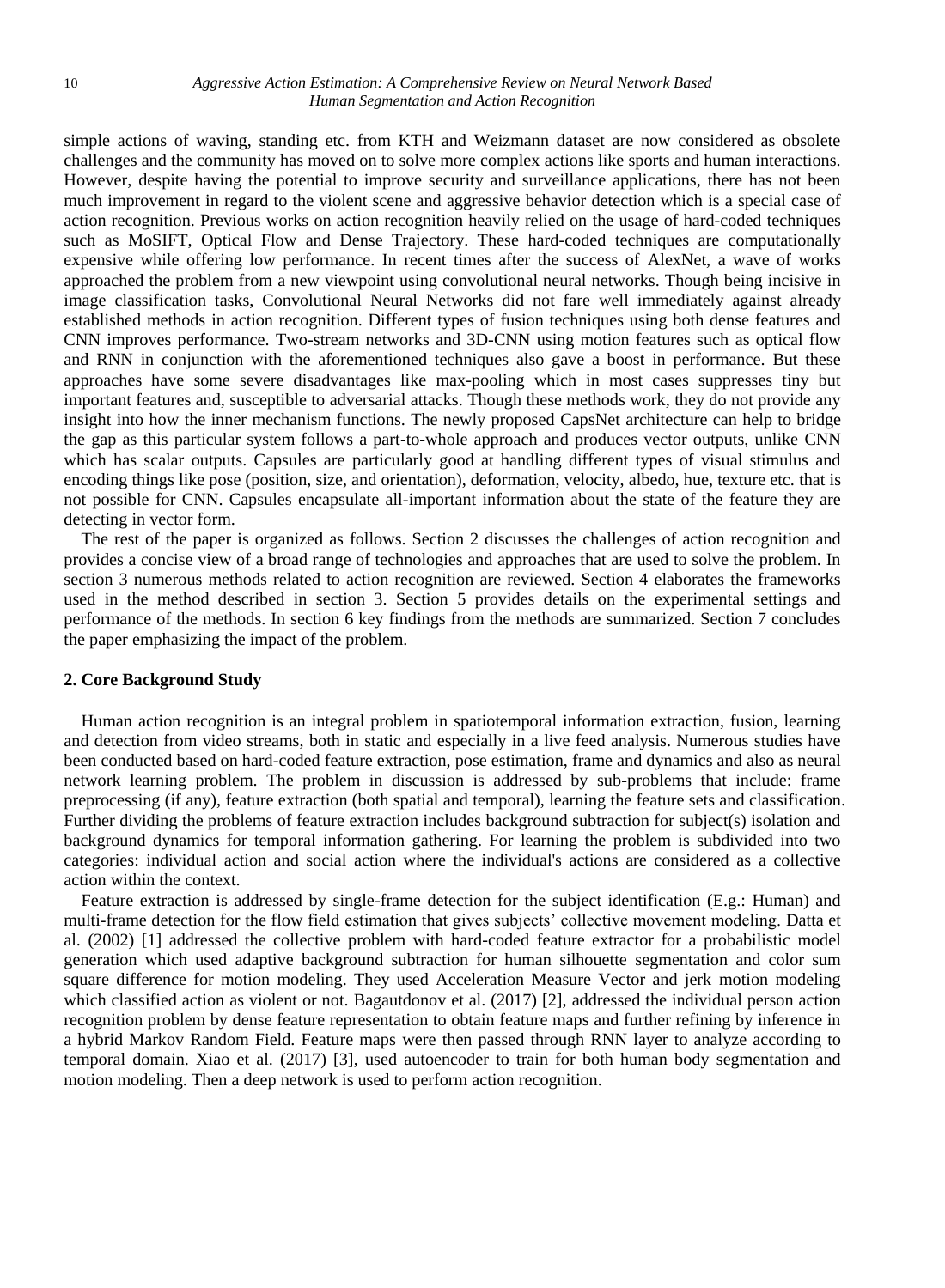simple actions of waving, standing etc. from KTH and Weizmann dataset are now considered as obsolete challenges and the community has moved on to solve more complex actions like sports and human interactions. However, despite having the potential to improve security and surveillance applications, there has not been much improvement in regard to the violent scene and aggressive behavior detection which is a special case of action recognition. Previous works on action recognition heavily relied on the usage of hard-coded techniques such as MoSIFT, Optical Flow and Dense Trajectory. These hard-coded techniques are computationally expensive while offering low performance. In recent times after the success of AlexNet, a wave of works approached the problem from a new viewpoint using convolutional neural networks. Though being incisive in image classification tasks, Convolutional Neural Networks did not fare well immediately against already established methods in action recognition. Different types of fusion techniques using both dense features and CNN improves performance. Two-stream networks and 3D-CNN using motion features such as optical flow and RNN in conjunction with the aforementioned techniques also gave a boost in performance. But these approaches have some severe disadvantages like max-pooling which in most cases suppresses tiny but important features and, susceptible to adversarial attacks. Though these methods work, they do not provide any insight into how the inner mechanism functions. The newly proposed CapsNet architecture can help to bridge the gap as this particular system follows a part-to-whole approach and produces vector outputs, unlike CNN which has scalar outputs. Capsules are particularly good at handling different types of visual stimulus and encoding things like pose (position, size, and orientation), deformation, velocity, albedo, hue, texture etc. that is not possible for CNN. Capsules encapsulate all-important information about the state of the feature they are detecting in vector form.

The rest of the paper is organized as follows. Section 2 discusses the challenges of action recognition and provides a concise view of a broad range of technologies and approaches that are used to solve the problem. In section 3 numerous methods related to action recognition are reviewed. Section 4 elaborates the frameworks used in the method described in section 3. Section 5 provides details on the experimental settings and performance of the methods. In section 6 key findings from the methods are summarized. Section 7 concludes the paper emphasizing the impact of the problem.

## 2. Core Background Study

Human action recognition is an integral problem in spatiotemporal information extraction, fusion, learning and detection from video streams, both in static and especially in a live feed analysis. Numerous studies have been conducted based on hard-coded feature extraction, pose estimation, frame and dynamics and also as neural network learning problem. The problem in discussion is addressed by sub-problems that include: frame preprocessing (if any), feature extraction (both spatial and temporal), learning the feature sets and classification. Further dividing the problems of feature extraction includes background subtraction for subject(s) isolation and background dynamics for temporal information gathering. For learning the problem is subdivided into two categories: individual action and social action where the individual's actions are considered as a collective action within the context.

Feature extraction is addressed by single-frame detection for the subject identification (E.g.: Human) and multi-frame detection for the flow field estimation that gives subjects' collective movement modeling. Datta et al. (2002) [1] addressed the collective problem with hard-coded feature extractor for a probabilistic model generation which used adaptive background subtraction for human silhouette segmentation and color sum square difference for motion modeling. They used Acceleration Measure Vector and jerk motion modeling which classified action as violent or not. Bagautdonov et al. (2017) [2], addressed the individual person action recognition problem by dense feature representation to obtain feature maps and further refining by inference in a hybrid Markov Random Field. Feature maps were then passed through RNN layer to analyze according to temporal domain. Xiao et al. (2017) [3], used autoencoder to train for both human body segmentation and motion modeling. Then a deep network is used to perform action recognition.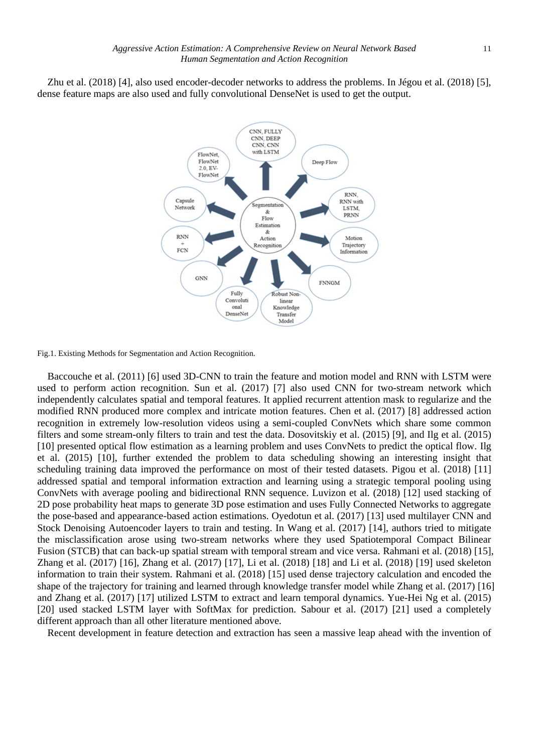Zhu et al. (2018) [4], also used encoder-decoder networks to address the problems. In Jégou et al. (2018) [5], dense feature maps are also used and fully convolutional DenseNet is used to get the output.

Fig.1. Existing Methods for Segmentation and Action Recognition.

Baccouche et al. (2011) [6] used 3D-CNN to train the feature and motion model and RNN with LSTM were used to perform action recognition. Sun et al. (2017) [7] also used CNN for two-stream network which independently calculates spatial and temporal features. It applied recurrent attention mask to regularize and the modified RNN produced more complex and intricate motion features. Chen et al. (2017) [8] addressed action recognition in extremely low-resolution videos using a semi-coupled ConvNets which share some common filters and some stream-only filters to train and test the data. Dosovitskiy et al. (2015) [9], and Ilg et al. (2015) [10] presented optical flow estimation as a learning problem and uses ConvNets to predict the optical flow. Ilg et al. (2015) [10], further extended the problem to data scheduling showing an interesting insight that scheduling training data improved the performance on most of their tested datasets. Pigou et al. (2018) [11] addressed spatial and temporal information extraction and learning using a strategic temporal pooling using ConvNets with average pooling and bidirectional RNN sequence. Luvizon et al. (2018) [12] used stacking of 2D pose probability heat maps to generate 3D pose estimation and uses Fully Connected Networks to aggregate the pose-based and appearance-based action estimations. Oyedotun et al. (2017) [13] used multilayer CNN and Stock Denoising Autoencoder layers to train and testing. In Wang et al. (2017) [14], authors tried to mitigate the misclassification arose using two-stream networks where they used Spatiotemporal Compact Bilinear Fusion (STCB) that can back-up spatial stream with temporal stream and vice versa. Rahmani et al. (2018) [15], Zhang et al. (2017) [16], Zhang et al. (2017) [17], Li et al. (2018) [18] and Li et al. (2018) [19] used skeleton information to train their system. Rahmani et al. (2018) [15] used dense trajectory calculation and encoded the shape of the trajectory for training and learned through knowledge transfer model while Zhang et al. (2017) [16] and Zhang et al. (2017) [17] utilized LSTM to extract and learn temporal dynamics. Yue-Hei Ng et al. (2015) [20] used stacked LSTM layer with SoftMax for prediction. Sabour et al. (2017) [21] used a completely different approach than all other literature mentioned above.

Recent development in feature detection and extraction has seen a massive leap ahead with the invention of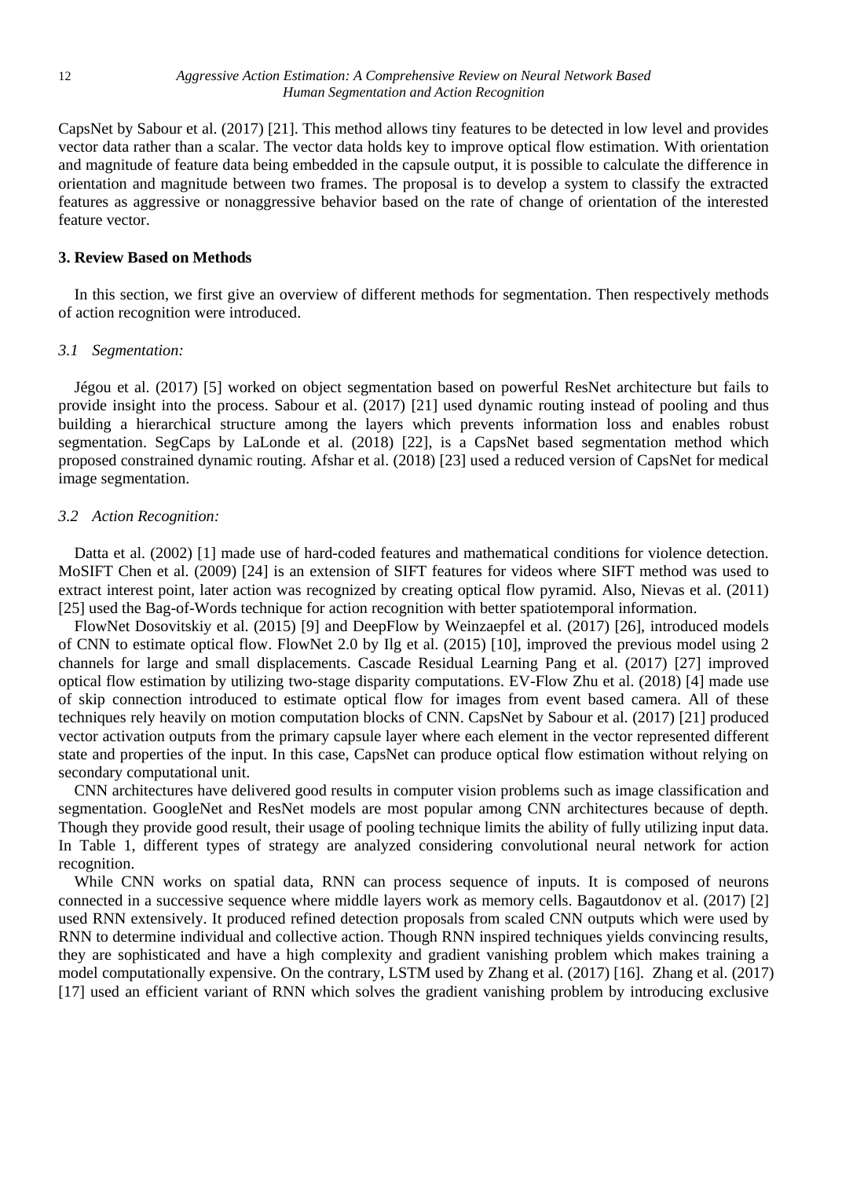CapsNet by Sabour et al. (2017) [21]. This method allows tiny features to be detected in low level and provides vector data rather than a scalar. The vector data holds key to improve optical flow estimation. With orientation and magnitude of feature data being embedded in the capsule output, it is possible to calculate the difference in orientation and magnitude between two frames. The proposal is to develop a system to classify the extracted features as aggressive or nonaggressive behavior based on the rate of change of orientation of the interested feature vector.

## 3. Review Based on Methods

In this section, we first give an overview of different methods for segmentation. Then respectively methods of action recognition were introduced.

### *3.1 Segmentation:*

Jégou et al. (2017) [5] worked on object segmentation based on powerful ResNet architecture but fails to provide insight into the process. Sabour et al. (2017) [21] used dynamic routing instead of pooling and thus building a hierarchical structure among the layers which prevents information loss and enables robust segmentation. SegCaps by LaLonde et al. (2018) [22], is a CapsNet based segmentation method which proposed constrained dynamic routing. Afshar et al. (2018) [23] used a reduced version of CapsNet for medical image segmentation.

### *3.2 Action Recognition:*

Datta et al. (2002) [1] made use of hard-coded features and mathematical conditions for violence detection. MoSIFT Chen et al. (2009) [24] is an extension of SIFT features for videos where SIFT method was used to extract interest point, later action was recognized by creating optical flow pyramid. Also, Nievas et al. (2011) [25] used the Bag-of-Words technique for action recognition with better spatiotemporal information.

FlowNet Dosovitskiy et al. (2015) [9] and DeepFlow by Weinzaepfel et al. (2017) [26], introduced models of CNN to estimate optical flow. FlowNet 2.0 by Ilg et al. (2015) [10], improved the previous model using 2 channels for large and small displacements. Cascade Residual Learning Pang et al. (2017) [27] improved optical flow estimation by utilizing two-stage disparity computations. EV-Flow Zhu et al. (2018) [4] made use of skip connection introduced to estimate optical flow for images from event based camera. All of these techniques rely heavily on motion computation blocks of CNN. CapsNet by Sabour et al. (2017) [21] produced vector activation outputs from the primary capsule layer where each element in the vector represented different state and properties of the input. In this case, CapsNet can produce optical flow estimation without relying on secondary computational unit.

CNN architectures have delivered good results in computer vision problems such as image classification and segmentation. GoogleNet and ResNet models are most popular among CNN architectures because of depth. Though they provide good result, their usage of pooling technique limits the ability of fully utilizing input data. In Table 1, different types of strategy are analyzed considering convolutional neural network for action recognition.

While CNN works on spatial data, RNN can process sequence of inputs. It is composed of neurons connected in a successive sequence where middle layers work as memory cells. Bagautdonov et al. (2017) [2] used RNN extensively. It produced refined detection proposals from scaled CNN outputs which were used by RNN to determine individual and collective action. Though RNN inspired techniques yields convincing results, they are sophisticated and have a high complexity and gradient vanishing problem which makes training a model computationally expensive. On the contrary, LSTM used by Zhang et al. (2017) [16]. Zhang et al. (2017) [17] used an efficient variant of RNN which solves the gradient vanishing problem by introducing exclusive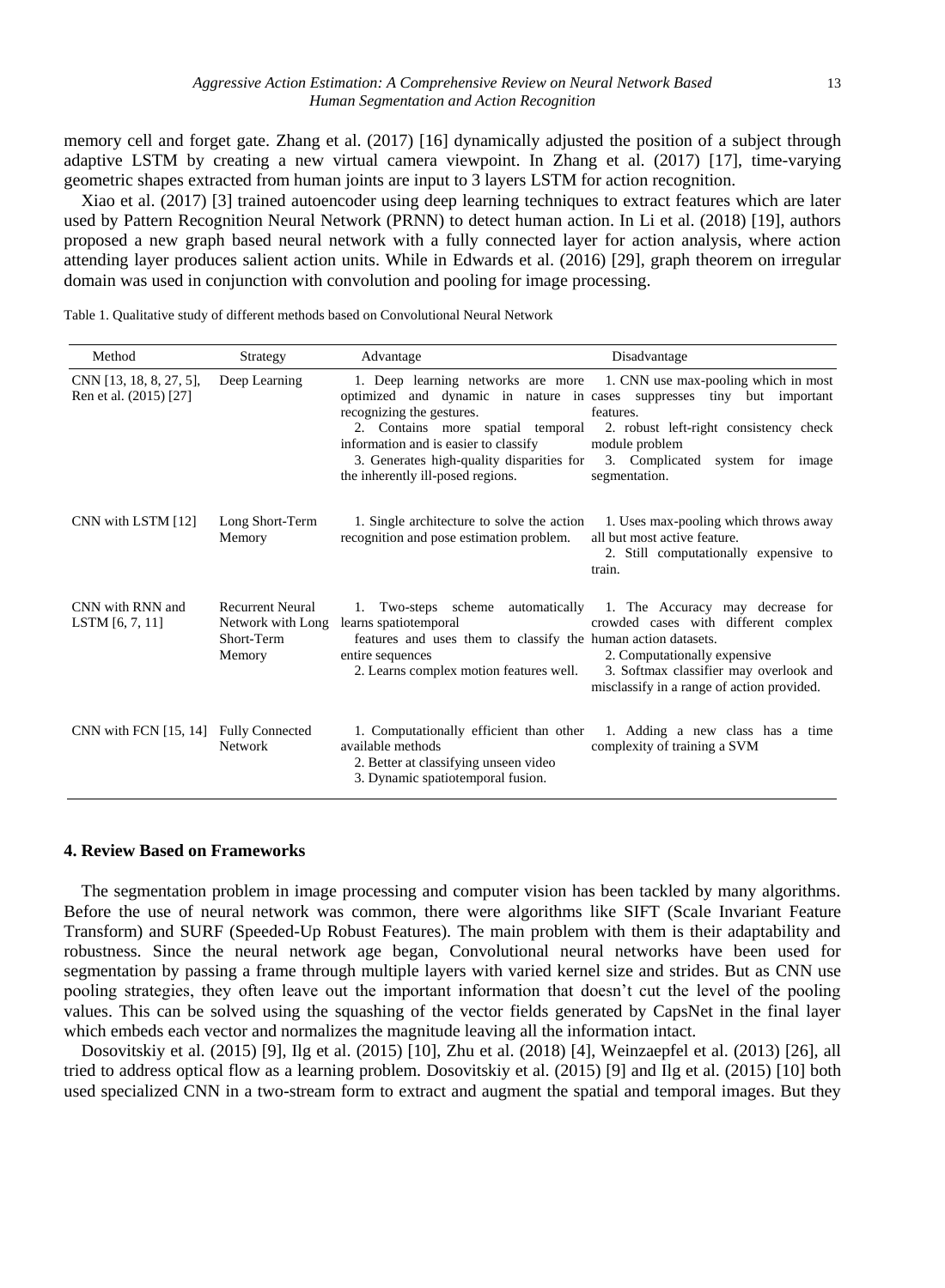memory cell and forget gate. Zhang et al. (2017) [16] dynamically adjusted the position of a subject through adaptive LSTM by creating a new virtual camera viewpoint. In Zhang et al. (2017) [17], time-varying geometric shapes extracted from human joints are input to 3 layers LSTM for action recognition.

Xiao et al. (2017) [3] trained autoencoder using deep learning techniques to extract features which are later used by Pattern Recognition Neural Network (PRNN) to detect human action. In Li et al. (2018) [19], authors proposed a new graph based neural network with a fully connected layer for action analysis, where action attending layer produces salient action units. While in Edwards et al. (2016) [29], graph theorem on irregular domain was used in conjunction with convolution and pooling for image processing.

Table 1. Qualitative study of different methods based on Convolutional Neural Network

| Method | Strategy | Advantage | Disadvantage |
|---|---|---|---|
| CNN [13, 18, 8, 27, 5], Ren et al. (2015) [27] | Deep Learning | 1. Deep learning networks are more optimized and dynamic in nature in recognizing the gestures.<br>2. Contains more spatial temporal information and is easier to classify<br>3. Generates high-quality disparities for the inherently ill-posed regions. | 1. CNN use max-pooling which in most cases suppresses tiny but important features.<br>2. robust left-right consistency check module problem<br>3. Complicated system for image segmentation. |
| CNN with LSTM [12] | Long Short-Term Memory | 1. Single architecture to solve the action recognition and pose estimation problem. | 1. Uses max-pooling which throws away all but most active feature.<br>2. Still computationally expensive to train. |
| CNN with RNN and LSTM [6, 7, 11] | Recurrent Neural Network with Long Short-Term Memory | 1. Two-steps scheme automatically learns spatiotemporal features and uses them to classify the entire sequences<br>2. Learns complex motion features well. | 1. The Accuracy may decrease for crowded cases with different complex human action datasets.<br>2. Computationally expensive<br>3. Softmax classifier may overlook and misclassify in a range of action provided. |
| CNN with FCN [15, 14] | Fully Connected Network | 1. Computationally efficient than other available methods<br>2. Better at classifying unseen video<br>3. Dynamic spatiotemporal fusion. | 1. Adding a new class has a time complexity of training a SVM |

## 4. Review Based on Frameworks

The segmentation problem in image processing and computer vision has been tackled by many algorithms. Before the use of neural network was common, there were algorithms like SIFT (Scale Invariant Feature Transform) and SURF (Speeded-Up Robust Features). The main problem with them is their adaptability and robustness. Since the neural network age began, Convolutional neural networks have been used for segmentation by passing a frame through multiple layers with varied kernel size and strides. But as CNN use pooling strategies, they often leave out the important information that doesn't cut the level of the pooling values. This can be solved using the squashing of the vector fields generated by CapsNet in the final layer which embeds each vector and normalizes the magnitude leaving all the information intact.

Dosovitskiy et al. (2015) [9], Ilg et al. (2015) [10], Zhu et al. (2018) [4], Weinzaepfel et al. (2013) [26], all tried to address optical flow as a learning problem. Dosovitskiy et al. (2015) [9] and Ilg et al. (2015) [10] both used specialized CNN in a two-stream form to extract and augment the spatial and temporal images. But they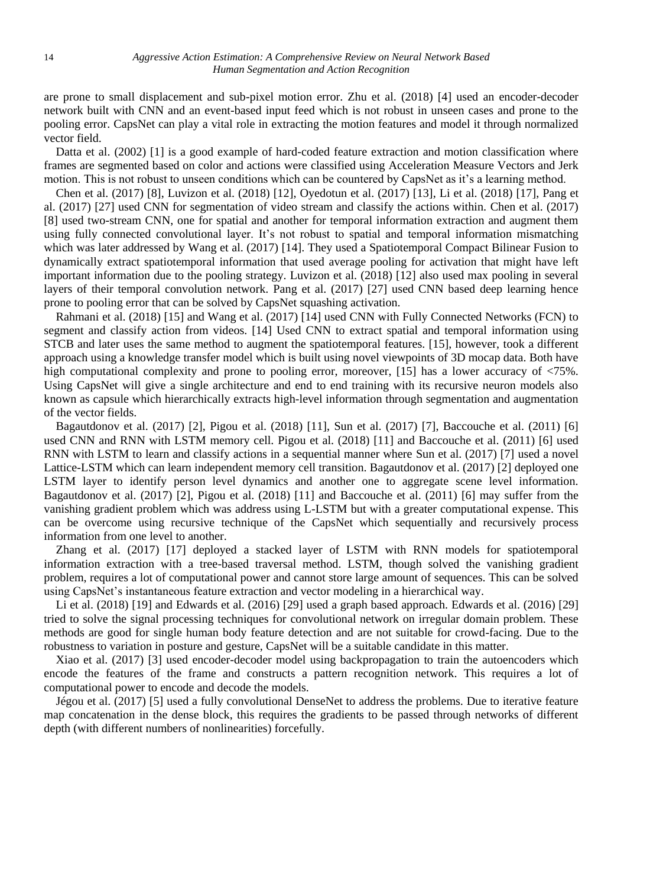are prone to small displacement and sub-pixel motion error. Zhu et al. (2018) [4] used an encoder-decoder network built with CNN and an event-based input feed which is not robust in unseen cases and prone to the pooling error. CapsNet can play a vital role in extracting the motion features and model it through normalized vector field.

Datta et al. (2002) [1] is a good example of hard-coded feature extraction and motion classification where frames are segmented based on color and actions were classified using Acceleration Measure Vectors and Jerk motion. This is not robust to unseen conditions which can be countered by CapsNet as it's a learning method.

Chen et al. (2017) [8], Luvizon et al. (2018) [12], Oyedotun et al. (2017) [13], Li et al. (2018) [17], Pang et al. (2017) [27] used CNN for segmentation of video stream and classify the actions within. Chen et al. (2017) [8] used two-stream CNN, one for spatial and another for temporal information extraction and augment them using fully connected convolutional layer. It's not robust to spatial and temporal information mismatching which was later addressed by Wang et al. (2017) [14]. They used a Spatiotemporal Compact Bilinear Fusion to dynamically extract spatiotemporal information that used average pooling for activation that might have left important information due to the pooling strategy. Luvizon et al. (2018) [12] also used max pooling in several layers of their temporal convolution network. Pang et al. (2017) [27] used CNN based deep learning hence prone to pooling error that can be solved by CapsNet squashing activation.

Rahmani et al. (2018) [15] and Wang et al. (2017) [14] used CNN with Fully Connected Networks (FCN) to segment and classify action from videos. [14] Used CNN to extract spatial and temporal information using STCB and later uses the same method to augment the spatiotemporal features. [15], however, took a different approach using a knowledge transfer model which is built using novel viewpoints of 3D mocap data. Both have high computational complexity and prone to pooling error, moreover, [15] has a lower accuracy of <75%. Using CapsNet will give a single architecture and end to end training with its recursive neuron models also known as capsule which hierarchically extracts high-level information through segmentation and augmentation of the vector fields.

Bagautdonov et al. (2017) [2], Pigou et al. (2018) [11], Sun et al. (2017) [7], Baccouche et al. (2011) [6] used CNN and RNN with LSTM memory cell. Pigou et al. (2018) [11] and Baccouche et al. (2011) [6] used RNN with LSTM to learn and classify actions in a sequential manner where Sun et al. (2017) [7] used a novel Lattice-LSTM which can learn independent memory cell transition. Bagautdonov et al. (2017) [2] deployed one LSTM layer to identify person level dynamics and another one to aggregate scene level information. Bagautdonov et al. (2017) [2], Pigou et al. (2018) [11] and Baccouche et al. (2011) [6] may suffer from the vanishing gradient problem which was address using L-LSTM but with a greater computational expense. This can be overcome using recursive technique of the CapsNet which sequentially and recursively process information from one level to another.

Zhang et al. (2017) [17] deployed a stacked layer of LSTM with RNN models for spatiotemporal information extraction with a tree-based traversal method. LSTM, though solved the vanishing gradient problem, requires a lot of computational power and cannot store large amount of sequences. This can be solved using CapsNet's instantaneous feature extraction and vector modeling in a hierarchical way.

Li et al. (2018) [19] and Edwards et al. (2016) [29] used a graph based approach. Edwards et al. (2016) [29] tried to solve the signal processing techniques for convolutional network on irregular domain problem. These methods are good for single human body feature detection and are not suitable for crowd-facing. Due to the robustness to variation in posture and gesture, CapsNet will be a suitable candidate in this matter.

Xiao et al. (2017) [3] used encoder-decoder model using backpropagation to train the autoencoders which encode the features of the frame and constructs a pattern recognition network. This requires a lot of computational power to encode and decode the models.

Jégou et al. (2017) [5] used a fully convolutional DenseNet to address the problems. Due to iterative feature map concatenation in the dense block, this requires the gradients to be passed through networks of different depth (with different numbers of nonlinearities) forcefully.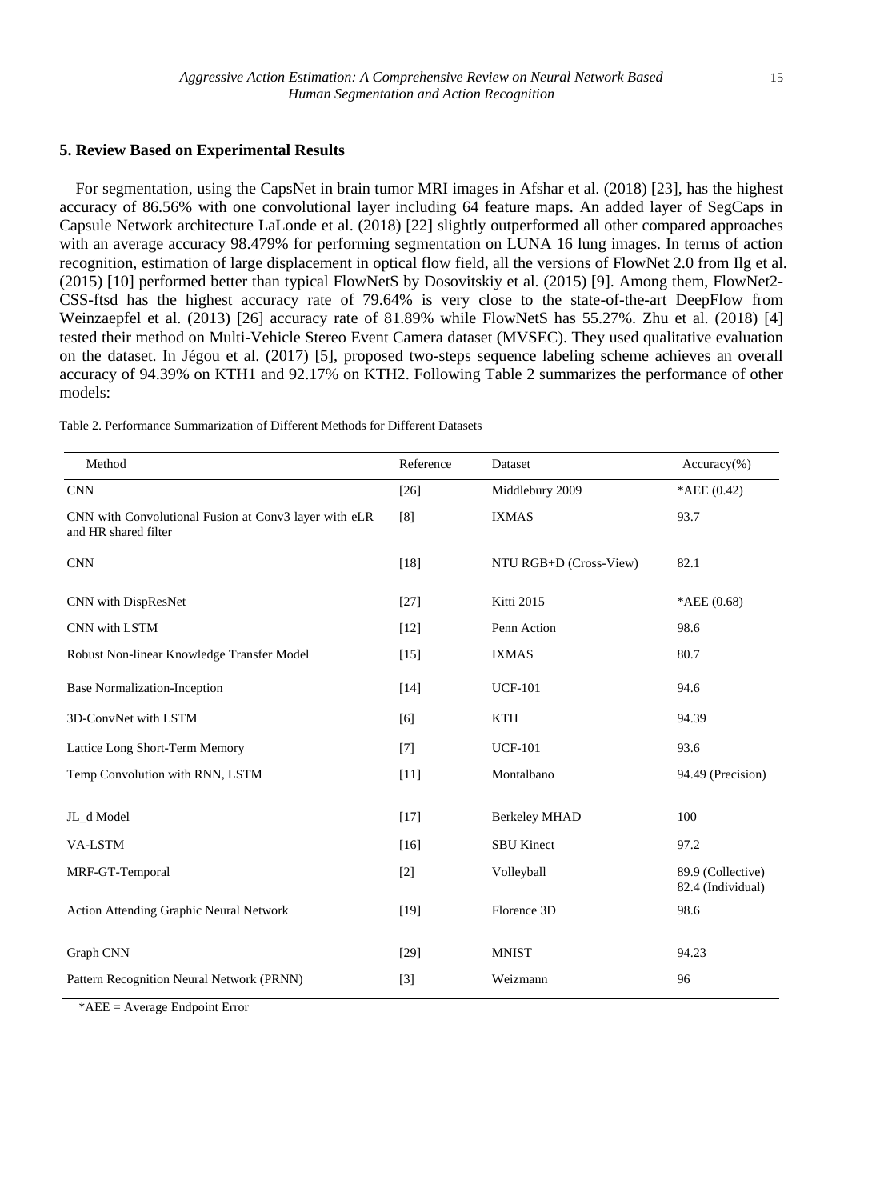## 5. Review Based on Experimental Results

For segmentation, using the CapsNet in brain tumor MRI images in Afshar et al. (2018) [23], has the highest accuracy of 86.56% with one convolutional layer including 64 feature maps. An added layer of SegCaps in Capsule Network architecture LaLonde et al. (2018) [22] slightly outperformed all other compared approaches with an average accuracy 98.479% for performing segmentation on LUNA 16 lung images. In terms of action recognition, estimation of large displacement in optical flow field, all the versions of FlowNet 2.0 from Ilg et al. (2015) [10] performed better than typical FlowNetS by Dosovitskiy et al. (2015) [9]. Among them, FlowNet2-CSS-ftsd has the highest accuracy rate of 79.64% is very close to the state-of-the-art DeepFlow from Weinzaepfel et al. (2013) [26] accuracy rate of 81.89% while FlowNetS has 55.27%. Zhu et al. (2018) [4] tested their method on Multi-Vehicle Stereo Event Camera dataset (MVSEC). They used qualitative evaluation on the dataset. In Jégou et al. (2017) [5], proposed two-steps sequence labeling scheme achieves an overall accuracy of 94.39% on KTH1 and 92.17% on KTH2. Following Table 2 summarizes the performance of other models:

Table 2. Performance Summarization of Different Methods for Different Datasets

| Method | Reference | Dataset | Accuracy(%) |
|---|---|---|---|
| CNN | [26] | Middlebury 2009 | *AEE (0.42) |
| CNN with Convolutional Fusion at Conv3 layer with eLR and HR shared filter | [8] | IXMAS | 93.7 |
| CNN | [18] | NTU RGB+D (Cross-View) | 82.1 |
| CNN with DispResNet | [27] | Kitti 2015 | *AEE (0.68) |
| CNN with LSTM | [12] | Penn Action | 98.6 |
| Robust Non-linear Knowledge Transfer Model | [15] | IXMAS | 80.7 |
| Base Normalization-Inception | [14] | UCF-101 | 94.6 |
| 3D-ConvNet with LSTM | [6] | KTH | 94.39 |
| Lattice Long Short-Term Memory | [7] | UCF-101 | 93.6 |
| Temp Convolution with RNN, LSTM | [11] | Montalbano | 94.49 (Precision) |
| JL_d Model | [17] | Berkeley MHAD | 100 |
| VA-LSTM | [16] | SBU Kinect | 97.2 |
| MRF-GT-Temporal | [2] | Volleyball | 89.9 (Collective) 82.4 (Individual) |
| Action Attending Graphic Neural Network | [19] | Florence 3D | 98.6 |
| Graph CNN | [29] | MNIST | 94.23 |
| Pattern Recognition Neural Network (PRNN) | [3] | Weizmann | 96 |

*AEE = Average Endpoint Error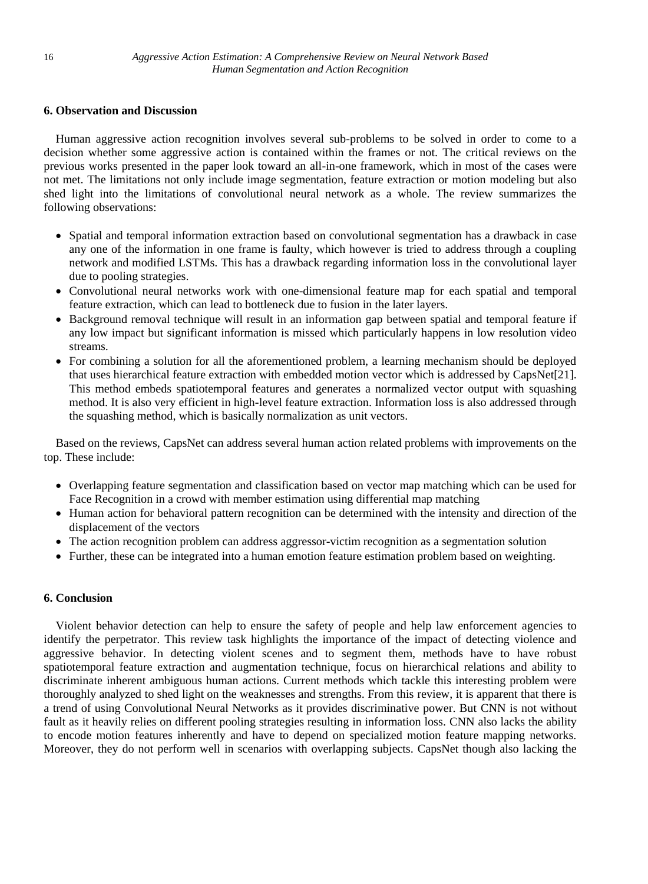## 6. Observation and Discussion

Human aggressive action recognition involves several sub-problems to be solved in order to come to a decision whether some aggressive action is contained within the frames or not. The critical reviews on the previous works presented in the paper look toward an all-in-one framework, which in most of the cases were not met. The limitations not only include image segmentation, feature extraction or motion modeling but also shed light into the limitations of convolutional neural network as a whole. The review summarizes the following observations:

- Spatial and temporal information extraction based on convolutional segmentation has a drawback in case any one of the information in one frame is faulty, which however is tried to address through a coupling network and modified LSTMs. This has a drawback regarding information loss in the convolutional layer due to pooling strategies.
- Convolutional neural networks work with one-dimensional feature map for each spatial and temporal feature extraction, which can lead to bottleneck due to fusion in the later layers.
- Background removal technique will result in an information gap between spatial and temporal feature if any low impact but significant information is missed which particularly happens in low resolution video streams.
- For combining a solution for all the aforementioned problem, a learning mechanism should be deployed that uses hierarchical feature extraction with embedded motion vector which is addressed by CapsNet[21]. This method embeds spatiotemporal features and generates a normalized vector output with squashing method. It is also very efficient in high-level feature extraction. Information loss is also addressed through the squashing method, which is basically normalization as unit vectors.

Based on the reviews, CapsNet can address several human action related problems with improvements on the top. These include:

- Overlapping feature segmentation and classification based on vector map matching which can be used for Face Recognition in a crowd with member estimation using differential map matching
- Human action for behavioral pattern recognition can be determined with the intensity and direction of the displacement of the vectors
- The action recognition problem can address aggressor-victim recognition as a segmentation solution
- Further, these can be integrated into a human emotion feature estimation problem based on weighting.

## 6. Conclusion

Violent behavior detection can help to ensure the safety of people and help law enforcement agencies to identify the perpetrator. This review task highlights the importance of the impact of detecting violence and aggressive behavior. In detecting violent scenes and to segment them, methods have to have robust spatiotemporal feature extraction and augmentation technique, focus on hierarchical relations and ability to discriminate inherent ambiguous human actions. Current methods which tackle this interesting problem were thoroughly analyzed to shed light on the weaknesses and strengths. From this review, it is apparent that there is a trend of using Convolutional Neural Networks as it provides discriminative power. But CNN is not without fault as it heavily relies on different pooling strategies resulting in information loss. CNN also lacks the ability to encode motion features inherently and have to depend on specialized motion feature mapping networks. Moreover, they do not perform well in scenarios with overlapping subjects. CapsNet though also lacking the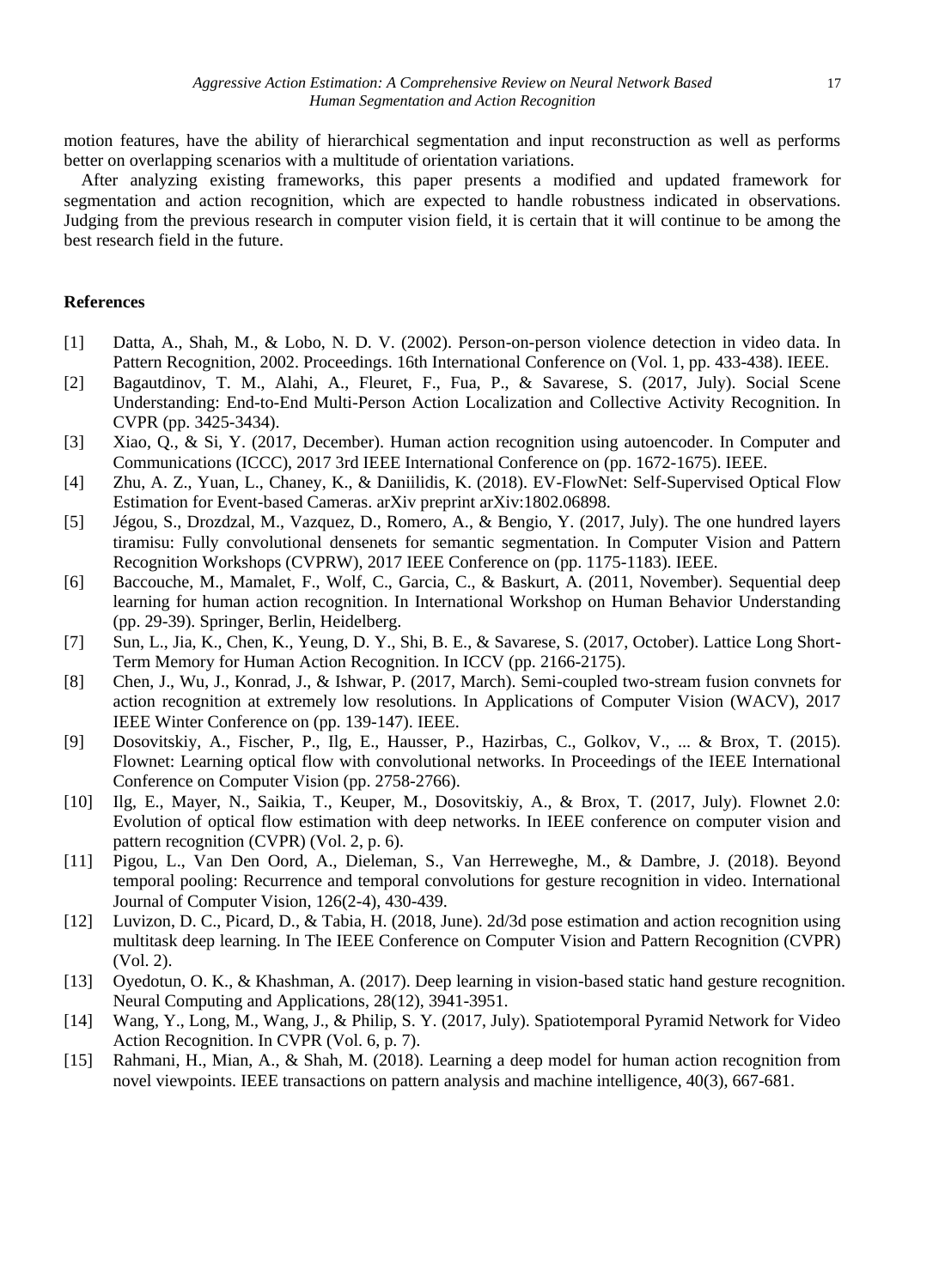motion features, have the ability of hierarchical segmentation and input reconstruction as well as performs better on overlapping scenarios with a multitude of orientation variations.

After analyzing existing frameworks, this paper presents a modified and updated framework for segmentation and action recognition, which are expected to handle robustness indicated in observations. Judging from the previous research in computer vision field, it is certain that it will continue to be among the best research field in the future.

## References

[1] Datta, A., Shah, M., & Lobo, N. D. V. (2002). Person-on-person violence detection in video data. In Pattern Recognition, 2002. Proceedings. 16th International Conference on (Vol. 1, pp. 433-438). IEEE.

[2] Bagautdinov, T. M., Alahi, A., Fleuret, F., Fua, P., & Savarese, S. (2017, July). Social Scene Understanding: End-to-End Multi-Person Action Localization and Collective Activity Recognition. In CVPR (pp. 3425-3434).

[3] Xiao, Q., & Si, Y. (2017, December). Human action recognition using autoencoder. In Computer and Communications (ICCC), 2017 3rd IEEE International Conference on (pp. 1672-1675). IEEE.

[4] Zhu, A. Z., Yuan, L., Chaney, K., & Daniilidis, K. (2018). EV-FlowNet: Self-Supervised Optical Flow Estimation for Event-based Cameras. arXiv preprint arXiv:1802.06898.

[5] Jégou, S., Drozdzal, M., Vazquez, D., Romero, A., & Bengio, Y. (2017, July). The one hundred layers tiramisu: Fully convolutional densenets for semantic segmentation. In Computer Vision and Pattern Recognition Workshops (CVPRW), 2017 IEEE Conference on (pp. 1175-1183). IEEE.

[6] Baccouche, M., Mamalet, F., Wolf, C., Garcia, C., & Baskurt, A. (2011, November). Sequential deep learning for human action recognition. In International Workshop on Human Behavior Understanding (pp. 29-39). Springer, Berlin, Heidelberg.

[7] Sun, L., Jia, K., Chen, K., Yeung, D. Y., Shi, B. E., & Savarese, S. (2017, October). Lattice Long Short-Term Memory for Human Action Recognition. In ICCV (pp. 2166-2175).

[8] Chen, J., Wu, J., Konrad, J., & Ishwar, P. (2017, March). Semi-coupled two-stream fusion convnets for action recognition at extremely low resolutions. In Applications of Computer Vision (WACV), 2017 IEEE Winter Conference on (pp. 139-147). IEEE.

[9] Dosovitskiy, A., Fischer, P., Ilg, E., Hausser, P., Hazirbas, C., Golkov, V., ... & Brox, T. (2015). Flownet: Learning optical flow with convolutional networks. In Proceedings of the IEEE International Conference on Computer Vision (pp. 2758-2766).

[10] Ilg, E., Mayer, N., Saikia, T., Keuper, M., Dosovitskiy, A., & Brox, T. (2017, July). Flownet 2.0: Evolution of optical flow estimation with deep networks. In IEEE conference on computer vision and pattern recognition (CVPR) (Vol. 2, p. 6).

[11] Pigou, L., Van Den Oord, A., Dieleman, S., Van Herreweghe, M., & Dambre, J. (2018). Beyond temporal pooling: Recurrence and temporal convolutions for gesture recognition in video. International Journal of Computer Vision, 126(2-4), 430-439.

[12] Luvizon, D. C., Picard, D., & Tabia, H. (2018, June). 2d/3d pose estimation and action recognition using multitask deep learning. In The IEEE Conference on Computer Vision and Pattern Recognition (CVPR) (Vol. 2).

[13] Oyedotun, O. K., & Khashman, A. (2017). Deep learning in vision-based static hand gesture recognition. Neural Computing and Applications, 28(12), 3941-3951.

[14] Wang, Y., Long, M., Wang, J., & Philip, S. Y. (2017, July). Spatiotemporal Pyramid Network for Video Action Recognition. In CVPR (Vol. 6, p. 7).

[15] Rahmani, H., Mian, A., & Shah, M. (2018). Learning a deep model for human action recognition from novel viewpoints. IEEE transactions on pattern analysis and machine intelligence, 40(3), 667-681.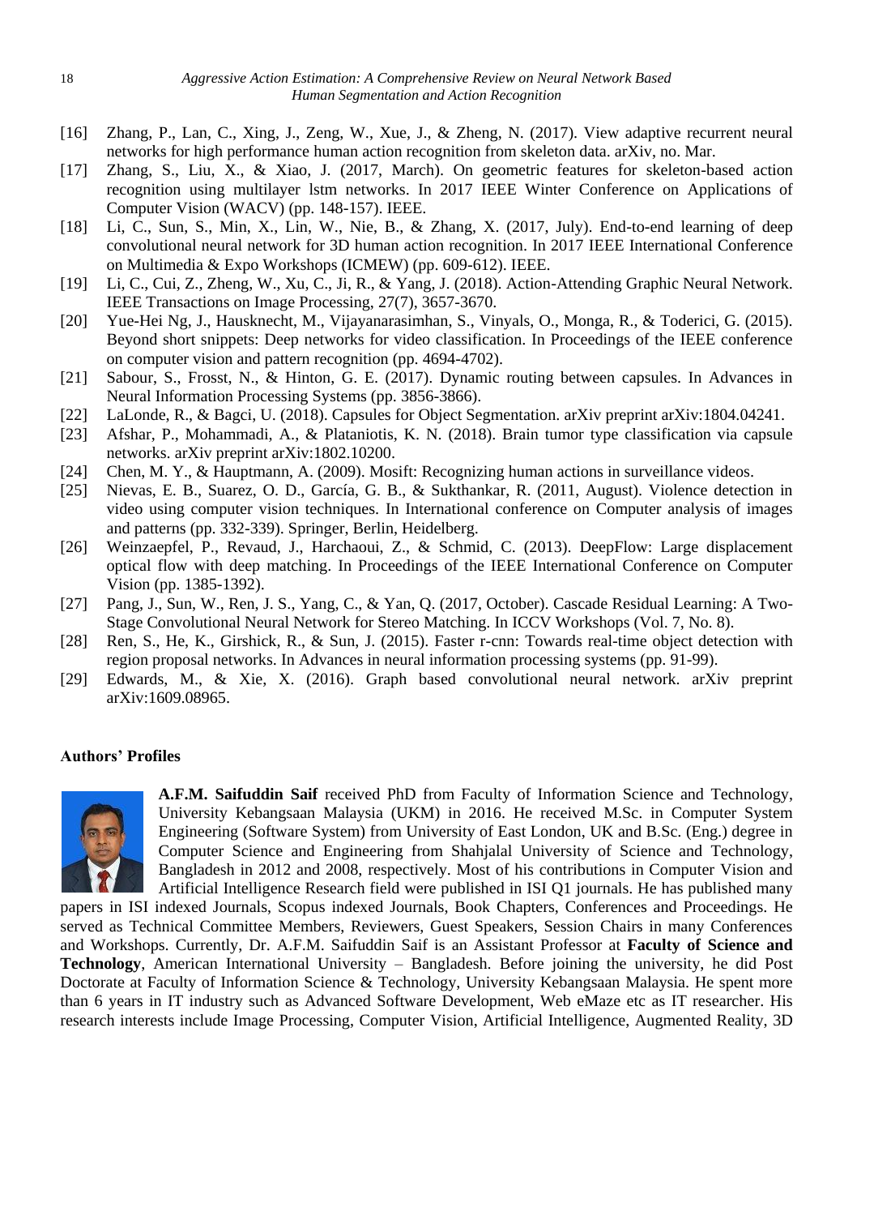[16] Zhang, P., Lan, C., Xing, J., Zeng, W., Xue, J., & Zheng, N. (2017). View adaptive recurrent neural networks for high performance human action recognition from skeleton data. arXiv, no. Mar.

[17] Zhang, S., Liu, X., & Xiao, J. (2017, March). On geometric features for skeleton-based action recognition using multilayer lstm networks. In 2017 IEEE Winter Conference on Applications of Computer Vision (WACV) (pp. 148-157). IEEE.

[18] Li, C., Sun, S., Min, X., Lin, W., Nie, B., & Zhang, X. (2017, July). End-to-end learning of deep convolutional neural network for 3D human action recognition. In 2017 IEEE International Conference on Multimedia & Expo Workshops (ICMEW) (pp. 609-612). IEEE.

[19] Li, C., Cui, Z., Zheng, W., Xu, C., Ji, R., & Yang, J. (2018). Action-Attending Graphic Neural Network. IEEE Transactions on Image Processing, 27(7), 3657-3670.

[20] Yue-Hei Ng, J., Hausknecht, M., Vijayanarasimhan, S., Vinyals, O., Monga, R., & Toderici, G. (2015). Beyond short snippets: Deep networks for video classification. In Proceedings of the IEEE conference on computer vision and pattern recognition (pp. 4694-4702).

[21] Sabour, S., Frosst, N., & Hinton, G. E. (2017). Dynamic routing between capsules. In Advances in Neural Information Processing Systems (pp. 3856-3866).

[22] LaLonde, R., & Bagci, U. (2018). Capsules for Object Segmentation. arXiv preprint arXiv:1804.04241.

[23] Afshar, P., Mohammadi, A., & Plataniotis, K. N. (2018). Brain tumor type classification via capsule networks. arXiv preprint arXiv:1802.10200.

[24] Chen, M. Y., & Hauptmann, A. (2009). Mosift: Recognizing human actions in surveillance videos.

[25] Nievas, E. B., Suarez, O. D., García, G. B., & Sukthankar, R. (2011, August). Violence detection in video using computer vision techniques. In International conference on Computer analysis of images and patterns (pp. 332-339). Springer, Berlin, Heidelberg.

[26] Weinzaepfel, P., Revaud, J., Harchaoui, Z., & Schmid, C. (2013). DeepFlow: Large displacement optical flow with deep matching. In Proceedings of the IEEE International Conference on Computer Vision (pp. 1385-1392).

[27] Pang, J., Sun, W., Ren, J. S., Yang, C., & Yan, Q. (2017, October). Cascade Residual Learning: A Two-Stage Convolutional Neural Network for Stereo Matching. In ICCV Workshops (Vol. 7, No. 8).

[28] Ren, S., He, K., Girshick, R., & Sun, J. (2015). Faster r-cnn: Towards real-time object detection with region proposal networks. In Advances in neural information processing systems (pp. 91-99).

[29] Edwards, M., & Xie, X. (2016). Graph based convolutional neural network. arXiv preprint arXiv:1609.08965.

**Authors' Profiles**

**A.F.M. Saifuddin Saif** received PhD from Faculty of Information Science and Technology, University Kebangsaan Malaysia (UKM) in 2016. He received M.Sc. in Computer System Engineering (Software System) from University of East London, UK and B.Sc. (Eng.) degree in Computer Science and Engineering from Shahjalal University of Science and Technology, Bangladesh in 2012 and 2008, respectively. Most of his contributions in Computer Vision and Artificial Intelligence Research field were published in ISI Q1 journals. He has published many papers in ISI indexed Journals, Scopus indexed Journals, Book Chapters, Conferences and Proceedings. He served as Technical Committee Members, Reviewers, Guest Speakers, Session Chairs in many Conferences and Workshops. Currently, Dr. A.F.M. Saifuddin Saif is an Assistant Professor at **Faculty of Science and Technology**, American International University – Bangladesh. Before joining the university, he did Post Doctorate at Faculty of Information Science & Technology, University Kebangsaan Malaysia. He spent more than 6 years in IT industry such as Advanced Software Development, Web eMaze etc as IT researcher. His research interests include Image Processing, Computer Vision, Artificial Intelligence, Augmented Reality, 3D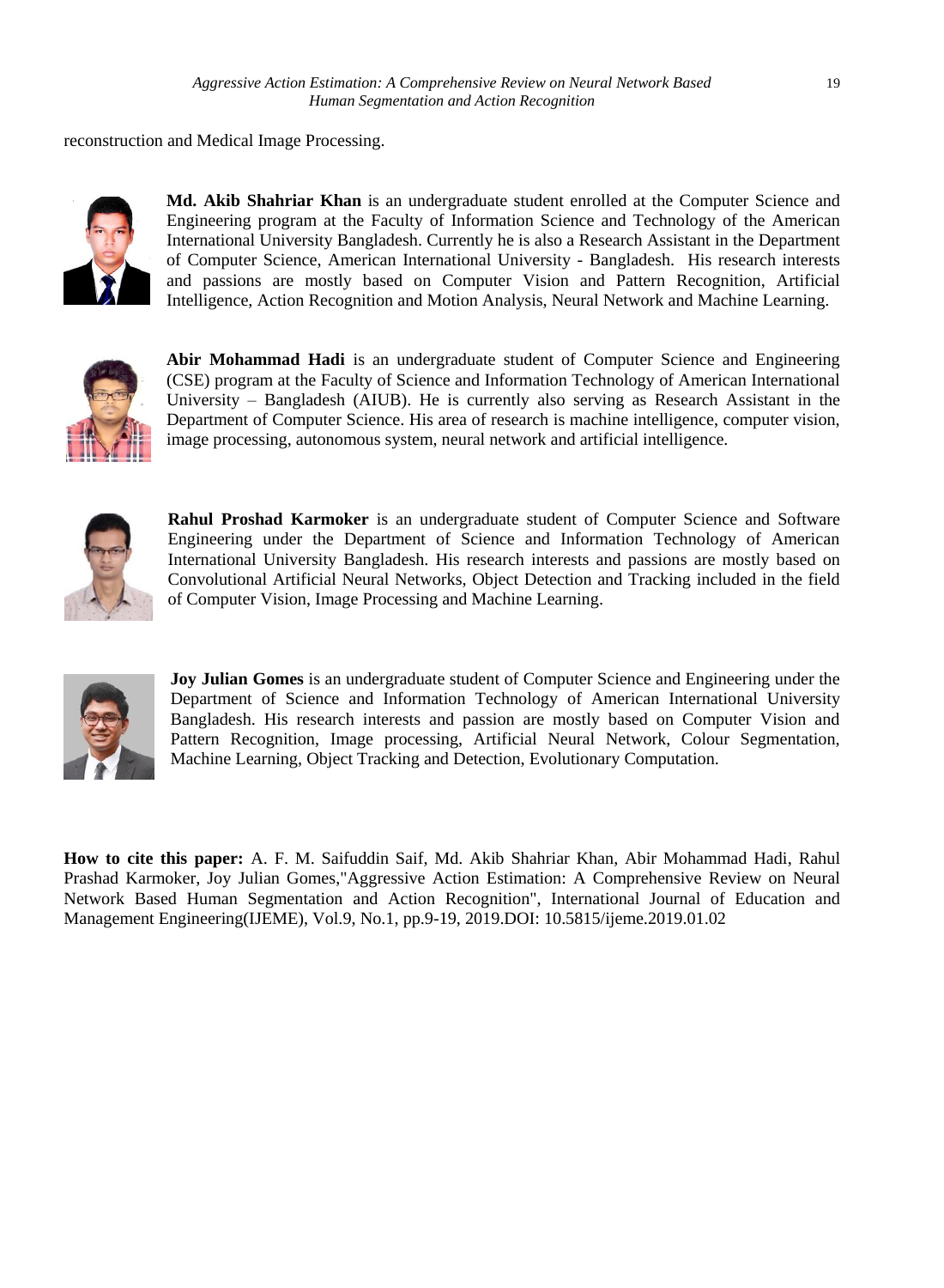reconstruction and Medical Image Processing.

**Md. Akib Shahriar Khan** is an undergraduate student enrolled at the Computer Science and Engineering program at the Faculty of Information Science and Technology of the American International University Bangladesh. Currently he is also a Research Assistant in the Department of Computer Science, American International University - Bangladesh. His research interests and passions are mostly based on Computer Vision and Pattern Recognition, Artificial Intelligence, Action Recognition and Motion Analysis, Neural Network and Machine Learning.

**Abir Mohammad Hadi** is an undergraduate student of Computer Science and Engineering (CSE) program at the Faculty of Science and Information Technology of American International University – Bangladesh (AIUB). He is currently also serving as Research Assistant in the Department of Computer Science. His area of research is machine intelligence, computer vision, image processing, autonomous system, neural network and artificial intelligence.

**Rahul Proshad Karmoker** is an undergraduate student of Computer Science and Software Engineering under the Department of Science and Information Technology of American International University Bangladesh. His research interests and passions are mostly based on Convolutional Artificial Neural Networks, Object Detection and Tracking included in the field of Computer Vision, Image Processing and Machine Learning.

**Joy Julian Gomes** is an undergraduate student of Computer Science and Engineering under the Department of Science and Information Technology of American International University Bangladesh. His research interests and passion are mostly based on Computer Vision and Pattern Recognition, Image processing, Artificial Neural Network, Colour Segmentation, Machine Learning, Object Tracking and Detection, Evolutionary Computation.

**How to cite this paper:** A. F. M. Saifuddin Saif, Md. Akib Shahriar Khan, Abir Mohammad Hadi, Rahul Prashad Karmoker, Joy Julian Gomes,"Aggressive Action Estimation: A Comprehensive Review on Neural Network Based Human Segmentation and Action Recognition", International Journal of Education and Management Engineering(IJEME), Vol.9, No.1, pp.9-19, 2019.DOI: 10.5815/ijeme.2019.01.02